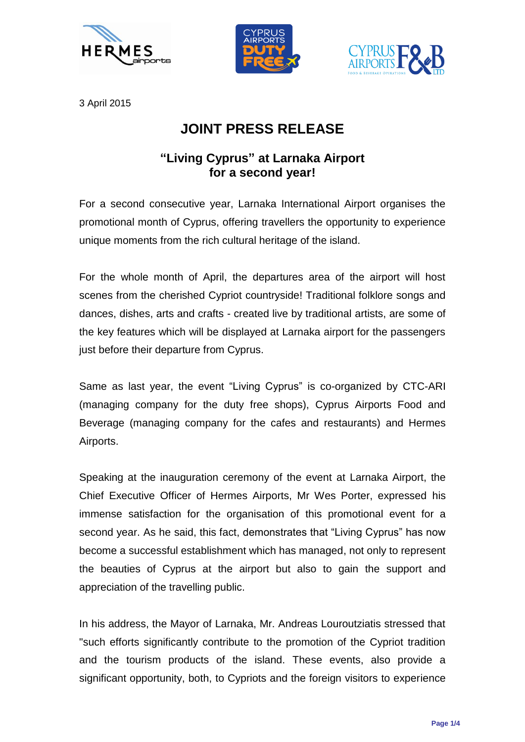3 April 2015

# JOINT PRESS RELEASE

## "Living Cyprus" at Larnaka Airport for a second year!

For a second consecutive year, Larnaka International Airport organises the promotional month of Cyprus, offering travellers the opportunity to experience unique moments from the rich cultural heritage of the island.

For the whole month of April, the departures area of the airport will host scenes from the cherished Cypriot countryside! Traditional folklore songs and dances, dishes, arts and crafts - created live by traditional artists, are some of the key features which will be displayed at Larnaka airport for the passengers just before their departure from Cyprus.

Same as last year, the event "Living Cyprus" is co-organized by CTC-ARI (managing company for the duty free shops), Cyprus Airports Food and Beverage (managing company for the cafes and restaurants) and Hermes Airports.

Speaking at the inauguration ceremony of the event at Larnaka Airport, the Chief Executive Officer of Hermes Airports, Mr Wes Porter, expressed his immense satisfaction for the organisation of this promotional event for a second year. As he said, this fact, demonstrates that "Living Cyprus" has now become a successful establishment which has managed, not only to represent the beauties of Cyprus at the airport but also to gain the support and appreciation of the travelling public.

In his address, the Mayor of Larnaka, Mr. Andreas Louroutziatis stressed that "such efforts significantly contribute to the promotion of the Cypriot tradition and the tourism products of the island. These events, also provide a significant opportunity, both, to Cypriots and the foreign visitors to experience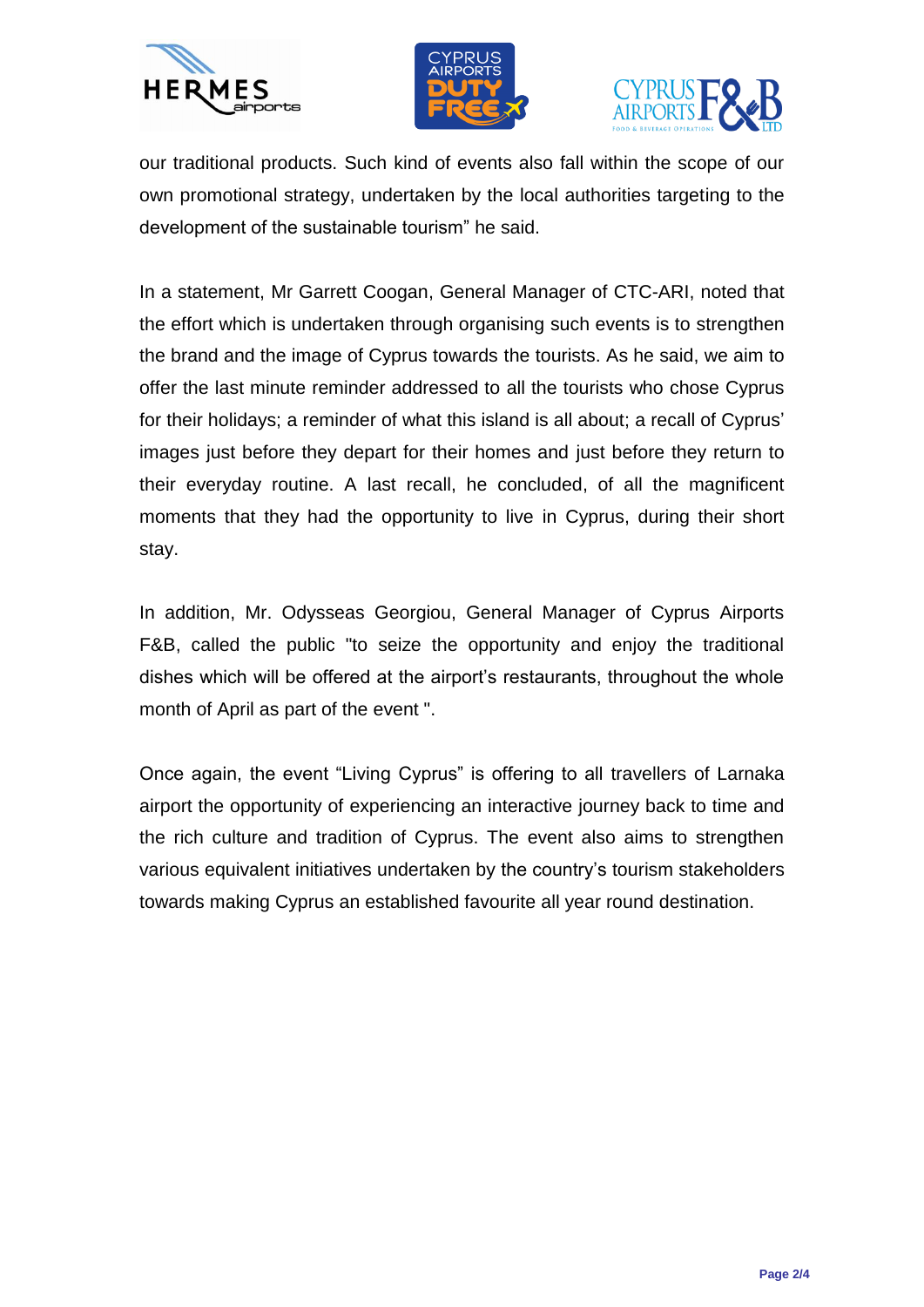our traditional products. Such kind of events also fall within the scope of our own promotional strategy, undertaken by the local authorities targeting to the development of the sustainable tourism" he said.

In a statement, Mr Garrett Coogan, General Manager of CTC-ARI, noted that the effort which is undertaken through organising such events is to strengthen the brand and the image of Cyprus towards the tourists. As he said, we aim to offer the last minute reminder addressed to all the tourists who chose Cyprus for their holidays; a reminder of what this island is all about; a recall of Cyprus' images just before they depart for their homes and just before they return to their everyday routine. A last recall, he concluded, of all the magnificent moments that they had the opportunity to live in Cyprus, during their short stay.

In addition, Mr. Odysseas Georgiou, General Manager of Cyprus Airports F&B, called the public "to seize the opportunity and enjoy the traditional dishes which will be offered at the airport's restaurants, throughout the whole month of April as part of the event ".

Once again, the event "Living Cyprus" is offering to all travellers of Larnaka airport the opportunity of experiencing an interactive journey back to time and the rich culture and tradition of Cyprus. The event also aims to strengthen various equivalent initiatives undertaken by the country's tourism stakeholders towards making Cyprus an established favourite all year round destination.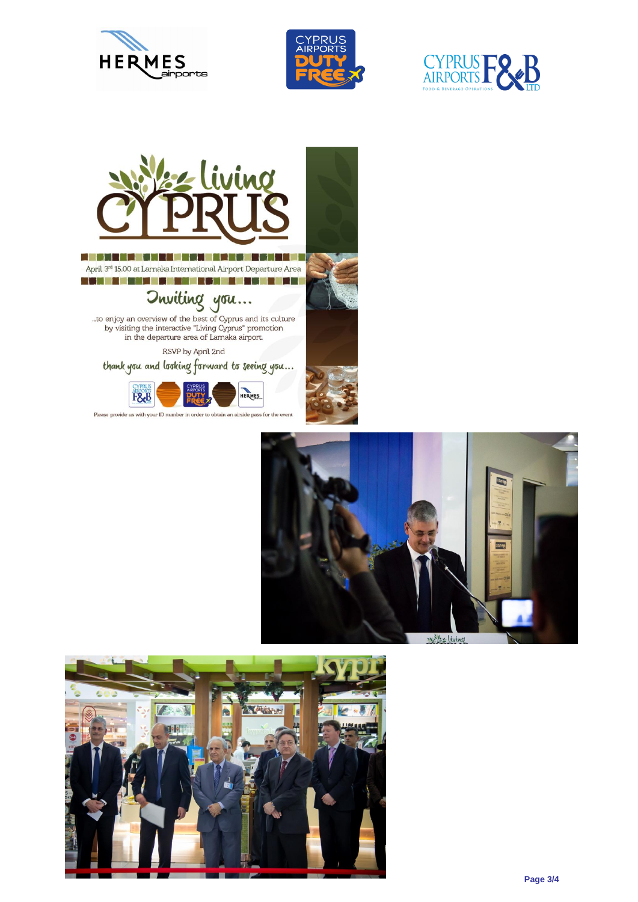April 3rd 15.00 at Larnaka International Airport Departure Area

Inviting you…

…to enjoy an overview of the best of Cyprus and its culture by visiting the interactive "Living Cyprus" promotion in the departure area of Larnaka airport.

RSVP by April 2nd

thank you and looking forward to seeing you…

Please provide us with your ID number in order to obtain an airside pass for the event